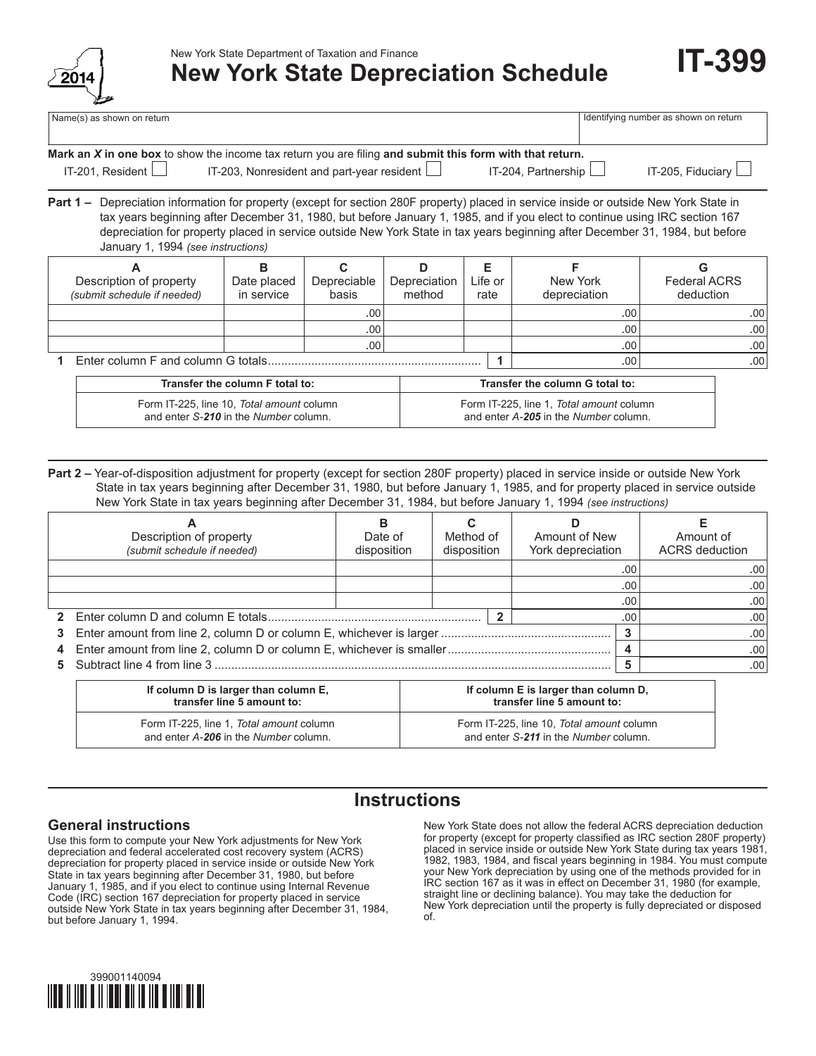New York State Department of Taxation and Finance

# New York State Depreciation Schedule

**IT-399**

2014

| Name(s) as shown on return | Identifying number as shown on return |
|---|---|
| | |

**Mark an *X* in one box** to show the income tax return you are filing **and submit this form with that return.**

IT-201, Resident ☐ IT-203, Nonresident and part-year resident ☐ IT-204, Partnership ☐ IT-205, Fiduciary ☐

**Part 1 –** Depreciation information for property (except for section 280F property) placed in service inside or outside New York State in tax years beginning after December 31, 1980, but before January 1, 1985, and if you elect to continue using IRC section 167 depreciation for property placed in service outside New York State in tax years beginning after December 31, 1984, but before January 1, 1994 *(see instructions)*

| A<br>Description of property<br>*(submit schedule if needed)* | B<br>Date placed in service | C<br>Depreciable basis | D<br>Depreciation method | E<br>Life or rate | F<br>New York depreciation | G<br>Federal ACRS deduction |
|---|---|---|---|---|---|---|
| | | .00 | | | .00 | .00 |
| | | .00 | | | .00 | .00 |
| | | .00 | | | .00 | .00 |
| **1** Enter column F and column G totals | | | | **1** | .00 | .00 |

| Transfer the column F total to: | Transfer the column G total to: |
|---|---|
| Form IT-225, line 10, *Total amount* column and enter *S-**210*** in the *Number* column. | Form IT-225, line 1, *Total amount* column and enter *A-**205*** in the *Number* column. |

**Part 2 –** Year-of-disposition adjustment for property (except for section 280F property) placed in service inside or outside New York State in tax years beginning after December 31, 1980, but before January 1, 1985, and for property placed in service outside New York State in tax years beginning after December 31, 1984, but before January 1, 1994 *(see instructions)*

| A<br>Description of property<br>*(submit schedule if needed)* | B<br>Date of disposition | C<br>Method of disposition | D<br>Amount of New York depreciation | E<br>Amount of ACRS deduction |
|---|---|---|---|---|
| | | | .00 | .00 |
| | | | .00 | .00 |
| | | | .00 | .00 |
| **2** Enter column D and column E totals | | **2** | .00 | .00 |
| **3** Enter amount from line 2, column D or column E, whichever is larger | | | **3** | .00 |
| **4** Enter amount from line 2, column D or column E, whichever is smaller | | | **4** | .00 |
| **5** Subtract line 4 from line 3 | | | **5** | .00 |

| If column D is larger than column E, transfer line 5 amount to: | If column E is larger than column D, transfer line 5 amount to: |
|---|---|
| Form IT-225, line 1, *Total amount* column and enter *A-**206*** in the *Number* column. | Form IT-225, line 10, *Total amount* column and enter *S-**211*** in the *Number* column. |

## Instructions

### General instructions

Use this form to compute your New York adjustments for New York depreciation and federal accelerated cost recovery system (ACRS) depreciation for property placed in service inside or outside New York State in tax years beginning after December 31, 1980, but before January 1, 1985, and if you elect to continue using Internal Revenue Code (IRC) section 167 depreciation for property placed in service outside New York State in tax years beginning after December 31, 1984, but before January 1, 1994.

New York State does not allow the federal ACRS depreciation deduction for property (except for property classified as IRC section 280F property) placed in service inside or outside New York State during tax years 1981, 1982, 1983, 1984, and fiscal years beginning in 1984. You must compute your New York depreciation by using one of the methods provided for in IRC section 167 as it was in effect on December 31, 1980 (for example, straight line or declining balance). You may take the deduction for New York depreciation until the property is fully depreciated or disposed of.

399001140094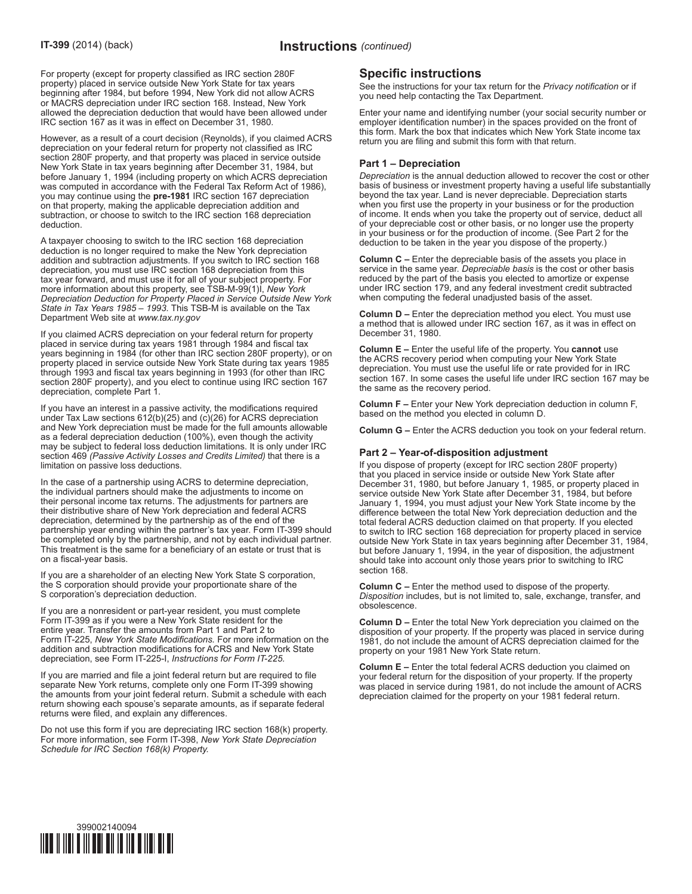## Instructions *(continued)*

For property (except for property classified as IRC section 280F property) placed in service outside New York State for tax years beginning after 1984, but before 1994, New York did not allow ACRS or MACRS depreciation under IRC section 168. Instead, New York allowed the depreciation deduction that would have been allowed under IRC section 167 as it was in effect on December 31, 1980.

However, as a result of a court decision (Reynolds), if you claimed ACRS depreciation on your federal return for property not classified as IRC section 280F property, and that property was placed in service outside New York State in tax years beginning after December 31, 1984, but before January 1, 1994 (including property on which ACRS depreciation was computed in accordance with the Federal Tax Reform Act of 1986), you may continue using the **pre-1981** IRC section 167 depreciation on that property, making the applicable depreciation addition and subtraction, or choose to switch to the IRC section 168 depreciation deduction.

A taxpayer choosing to switch to the IRC section 168 depreciation deduction is no longer required to make the New York depreciation addition and subtraction adjustments. If you switch to IRC section 168 depreciation, you must use IRC section 168 depreciation from this tax year forward, and must use it for all of your subject property. For more information about this property, see TSB-M-99(1)I, *New York Depreciation Deduction for Property Placed in Service Outside New York State in Tax Years 1985 – 1993.* This TSB-M is available on the Tax Department Web site at *www.tax.ny.gov*

If you claimed ACRS depreciation on your federal return for property placed in service during tax years 1981 through 1984 and fiscal tax years beginning in 1984 (for other than IRC section 280F property), or on property placed in service outside New York State during tax years 1985 through 1993 and fiscal tax years beginning in 1993 (for other than IRC section 280F property), and you elect to continue using IRC section 167 depreciation, complete Part 1.

If you have an interest in a passive activity, the modifications required under Tax Law sections 612(b)(25) and (c)(26) for ACRS depreciation and New York depreciation must be made for the full amounts allowable as a federal depreciation deduction (100%), even though the activity may be subject to federal loss deduction limitations. It is only under IRC section 469 *(Passive Activity Losses and Credits Limited)* that there is a limitation on passive loss deductions.

In the case of a partnership using ACRS to determine depreciation, the individual partners should make the adjustments to income on their personal income tax returns. The adjustments for partners are their distributive share of New York depreciation and federal ACRS depreciation, determined by the partnership as of the end of the partnership year ending within the partner's tax year. Form IT-399 should be completed only by the partnership, and not by each individual partner. This treatment is the same for a beneficiary of an estate or trust that is on a fiscal-year basis.

If you are a shareholder of an electing New York State S corporation, the S corporation should provide your proportionate share of the S corporation's depreciation deduction.

If you are a nonresident or part-year resident, you must complete Form IT-399 as if you were a New York State resident for the entire year. Transfer the amounts from Part 1 and Part 2 to Form IT-225, *New York State Modifications.* For more information on the addition and subtraction modifications for ACRS and New York State depreciation, see Form IT-225-I, *Instructions for Form IT-225.*

If you are married and file a joint federal return but are required to file separate New York returns, complete only one Form IT-399 showing the amounts from your joint federal return. Submit a schedule with each return showing each spouse's separate amounts, as if separate federal returns were filed, and explain any differences.

Do not use this form if you are depreciating IRC section 168(k) property. For more information, see Form IT-398, *New York State Depreciation Schedule for IRC Section 168(k) Property.*

## Specific instructions

See the instructions for your tax return for the *Privacy notification* or if you need help contacting the Tax Department.

Enter your name and identifying number (your social security number or employer identification number) in the spaces provided on the front of this form. Mark the box that indicates which New York State income tax return you are filing and submit this form with that return.

### Part 1 – Depreciation

*Depreciation* is the annual deduction allowed to recover the cost or other basis of business or investment property having a useful life substantially beyond the tax year. Land is never depreciable. Depreciation starts when you first use the property in your business or for the production of income. It ends when you take the property out of service, deduct all of your depreciable cost or other basis, or no longer use the property in your business or for the production of income. (See Part 2 for the deduction to be taken in the year you dispose of the property.)

**Column C –** Enter the depreciable basis of the assets you place in service in the same year. *Depreciable basis* is the cost or other basis reduced by the part of the basis you elected to amortize or expense under IRC section 179, and any federal investment credit subtracted when computing the federal unadjusted basis of the asset.

**Column D –** Enter the depreciation method you elect. You must use a method that is allowed under IRC section 167, as it was in effect on December 31, 1980.

**Column E –** Enter the useful life of the property. You **cannot** use the ACRS recovery period when computing your New York State depreciation. You must use the useful life or rate provided for in IRC section 167. In some cases the useful life under IRC section 167 may be the same as the recovery period.

**Column F –** Enter your New York depreciation deduction in column F, based on the method you elected in column D.

**Column G –** Enter the ACRS deduction you took on your federal return.

### Part 2 – Year-of-disposition adjustment

If you dispose of property (except for IRC section 280F property) that you placed in service inside or outside New York State after December 31, 1980, but before January 1, 1985, or property placed in service outside New York State after December 31, 1984, but before January 1, 1994, you must adjust your New York State income by the difference between the total New York depreciation deduction and the total federal ACRS deduction claimed on that property. If you elected to switch to IRC section 168 depreciation for property placed in service outside New York State in tax years beginning after December 31, 1984, but before January 1, 1994, in the year of disposition, the adjustment should take into account only those years prior to switching to IRC section 168.

**Column C –** Enter the method used to dispose of the property. *Disposition* includes, but is not limited to, sale, exchange, transfer, and obsolescence.

**Column D –** Enter the total New York depreciation you claimed on the disposition of your property. If the property was placed in service during 1981, do not include the amount of ACRS depreciation claimed for the property on your 1981 New York State return.

**Column E –** Enter the total federal ACRS deduction you claimed on your federal return for the disposition of your property. If the property was placed in service during 1981, do not include the amount of ACRS depreciation claimed for the property on your 1981 federal return.

399002140094